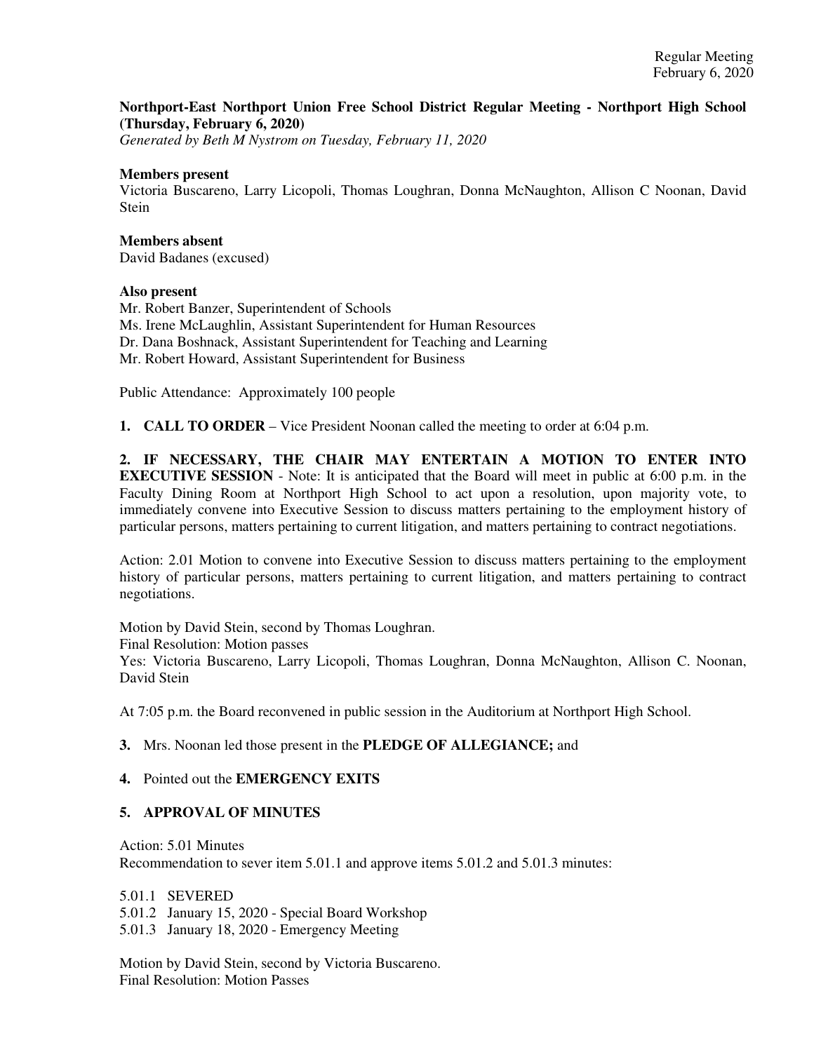**Northport-East Northport Union Free School District Regular Meeting - Northport High School (Thursday, February 6, 2020)**
*Generated by Beth M Nystrom on Tuesday, February 11, 2020*

**Members present**
Victoria Buscareno, Larry Licopoli, Thomas Loughran, Donna McNaughton, Allison C Noonan, David Stein

**Members absent**
David Badanes (excused)

**Also present**
Mr. Robert Banzer, Superintendent of Schools
Ms. Irene McLaughlin, Assistant Superintendent for Human Resources
Dr. Dana Boshnack, Assistant Superintendent for Teaching and Learning
Mr. Robert Howard, Assistant Superintendent for Business

Public Attendance: Approximately 100 people

**1. CALL TO ORDER** – Vice President Noonan called the meeting to order at 6:04 p.m.

**2. IF NECESSARY, THE CHAIR MAY ENTERTAIN A MOTION TO ENTER INTO EXECUTIVE SESSION** - Note: It is anticipated that the Board will meet in public at 6:00 p.m. in the Faculty Dining Room at Northport High School to act upon a resolution, upon majority vote, to immediately convene into Executive Session to discuss matters pertaining to the employment history of particular persons, matters pertaining to current litigation, and matters pertaining to contract negotiations.

Action: 2.01 Motion to convene into Executive Session to discuss matters pertaining to the employment history of particular persons, matters pertaining to current litigation, and matters pertaining to contract negotiations.

Motion by David Stein, second by Thomas Loughran.
Final Resolution: Motion passes
Yes: Victoria Buscareno, Larry Licopoli, Thomas Loughran, Donna McNaughton, Allison C. Noonan, David Stein

At 7:05 p.m. the Board reconvened in public session in the Auditorium at Northport High School.

**3.** Mrs. Noonan led those present in the **PLEDGE OF ALLEGIANCE;** and

**4.** Pointed out the **EMERGENCY EXITS**

**5. APPROVAL OF MINUTES**

Action: 5.01 Minutes
Recommendation to sever item 5.01.1 and approve items 5.01.2 and 5.01.3 minutes:

5.01.1 SEVERED
5.01.2 January 15, 2020 - Special Board Workshop
5.01.3 January 18, 2020 - Emergency Meeting

Motion by David Stein, second by Victoria Buscareno.
Final Resolution: Motion Passes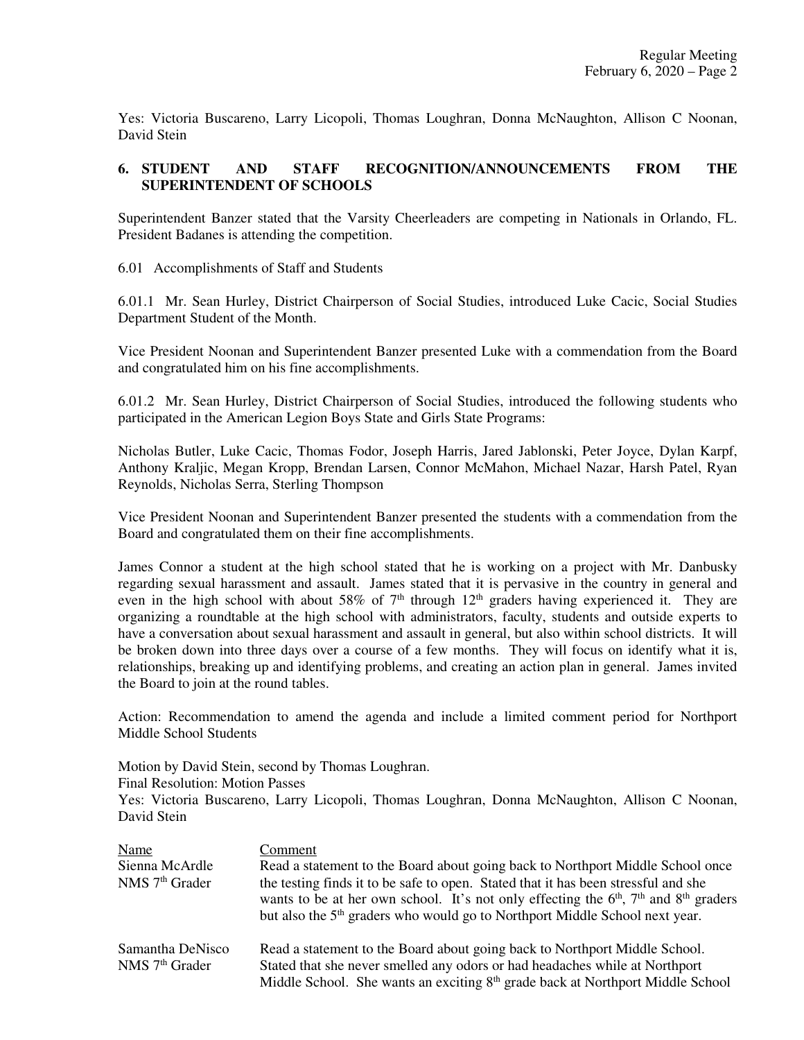Yes: Victoria Buscareno, Larry Licopoli, Thomas Loughran, Donna McNaughton, Allison C Noonan, David Stein

## 6. STUDENT AND STAFF RECOGNITION/ANNOUNCEMENTS FROM THE SUPERINTENDENT OF SCHOOLS

Superintendent Banzer stated that the Varsity Cheerleaders are competing in Nationals in Orlando, FL. President Badanes is attending the competition.

6.01 Accomplishments of Staff and Students

6.01.1 Mr. Sean Hurley, District Chairperson of Social Studies, introduced Luke Cacic, Social Studies Department Student of the Month.

Vice President Noonan and Superintendent Banzer presented Luke with a commendation from the Board and congratulated him on his fine accomplishments.

6.01.2 Mr. Sean Hurley, District Chairperson of Social Studies, introduced the following students who participated in the American Legion Boys State and Girls State Programs:

Nicholas Butler, Luke Cacic, Thomas Fodor, Joseph Harris, Jared Jablonski, Peter Joyce, Dylan Karpf, Anthony Kraljic, Megan Kropp, Brendan Larsen, Connor McMahon, Michael Nazar, Harsh Patel, Ryan Reynolds, Nicholas Serra, Sterling Thompson

Vice President Noonan and Superintendent Banzer presented the students with a commendation from the Board and congratulated them on their fine accomplishments.

James Connor a student at the high school stated that he is working on a project with Mr. Danbusky regarding sexual harassment and assault. James stated that it is pervasive in the country in general and even in the high school with about 58% of 7th through 12th graders having experienced it. They are organizing a roundtable at the high school with administrators, faculty, students and outside experts to have a conversation about sexual harassment and assault in general, but also within school districts. It will be broken down into three days over a course of a few months. They will focus on identify what it is, relationships, breaking up and identifying problems, and creating an action plan in general. James invited the Board to join at the round tables.

Action: Recommendation to amend the agenda and include a limited comment period for Northport Middle School Students

Motion by David Stein, second by Thomas Loughran.
Final Resolution: Motion Passes
Yes: Victoria Buscareno, Larry Licopoli, Thomas Loughran, Donna McNaughton, Allison C Noonan, David Stein

| Name | Comment |
|---|---|
| Sienna McArdle<br>NMS 7th Grader | Read a statement to the Board about going back to Northport Middle School once the testing finds it to be safe to open. Stated that it has been stressful and she wants to be at her own school. It's not only effecting the 6th, 7th and 8th graders but also the 5th graders who would go to Northport Middle School next year. |
| Samantha DeNisco<br>NMS 7th Grader | Read a statement to the Board about going back to Northport Middle School. Stated that she never smelled any odors or had headaches while at Northport Middle School. She wants an exciting 8th grade back at Northport Middle School |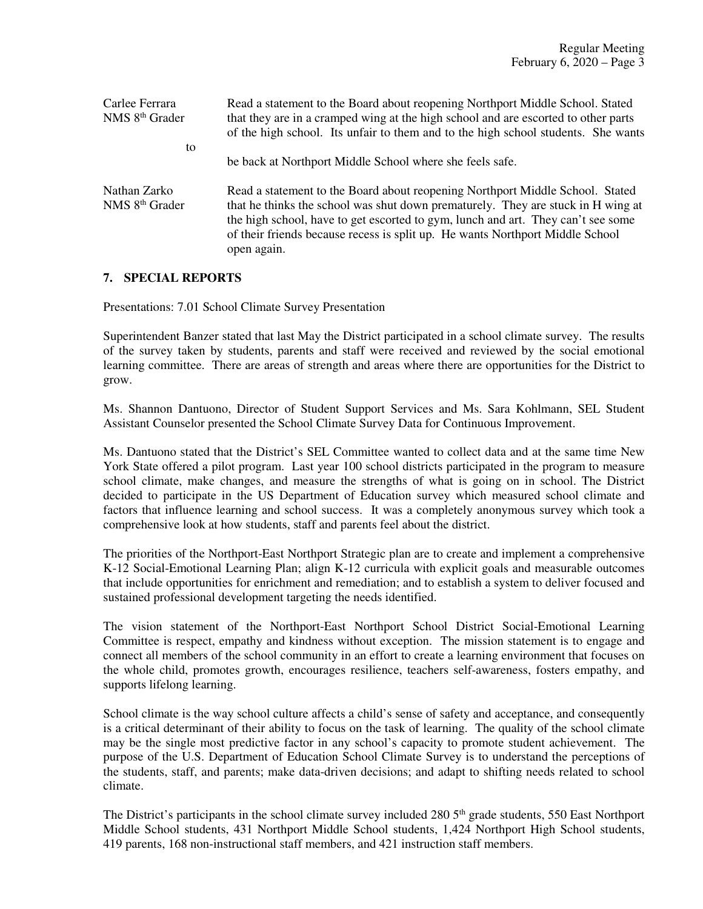| | |
|---|---|
| Carlee Ferrara<br>NMS 8th Grader | Read a statement to the Board about reopening Northport Middle School. Stated that they are in a cramped wing at the high school and are escorted to other parts of the high school. Its unfair to them and to the high school students. She wants to be back at Northport Middle School where she feels safe. |
| Nathan Zarko<br>NMS 8th Grader | Read a statement to the Board about reopening Northport Middle School. Stated that he thinks the school was shut down prematurely. They are stuck in H wing at the high school, have to get escorted to gym, lunch and art. They can't see some of their friends because recess is split up. He wants Northport Middle School open again. |

## 7. SPECIAL REPORTS

Presentations: 7.01 School Climate Survey Presentation

Superintendent Banzer stated that last May the District participated in a school climate survey. The results of the survey taken by students, parents and staff were received and reviewed by the social emotional learning committee. There are areas of strength and areas where there are opportunities for the District to grow.

Ms. Shannon Dantuono, Director of Student Support Services and Ms. Sara Kohlmann, SEL Student Assistant Counselor presented the School Climate Survey Data for Continuous Improvement.

Ms. Dantuono stated that the District's SEL Committee wanted to collect data and at the same time New York State offered a pilot program. Last year 100 school districts participated in the program to measure school climate, make changes, and measure the strengths of what is going on in school. The District decided to participate in the US Department of Education survey which measured school climate and factors that influence learning and school success. It was a completely anonymous survey which took a comprehensive look at how students, staff and parents feel about the district.

The priorities of the Northport-East Northport Strategic plan are to create and implement a comprehensive K-12 Social-Emotional Learning Plan; align K-12 curricula with explicit goals and measurable outcomes that include opportunities for enrichment and remediation; and to establish a system to deliver focused and sustained professional development targeting the needs identified.

The vision statement of the Northport-East Northport School District Social-Emotional Learning Committee is respect, empathy and kindness without exception. The mission statement is to engage and connect all members of the school community in an effort to create a learning environment that focuses on the whole child, promotes growth, encourages resilience, teachers self-awareness, fosters empathy, and supports lifelong learning.

School climate is the way school culture affects a child's sense of safety and acceptance, and consequently is a critical determinant of their ability to focus on the task of learning. The quality of the school climate may be the single most predictive factor in any school's capacity to promote student achievement. The purpose of the U.S. Department of Education School Climate Survey is to understand the perceptions of the students, staff, and parents; make data-driven decisions; and adapt to shifting needs related to school climate.

The District's participants in the school climate survey included 280 5th grade students, 550 East Northport Middle School students, 431 Northport Middle School students, 1,424 Northport High School students, 419 parents, 168 non-instructional staff members, and 421 instruction staff members.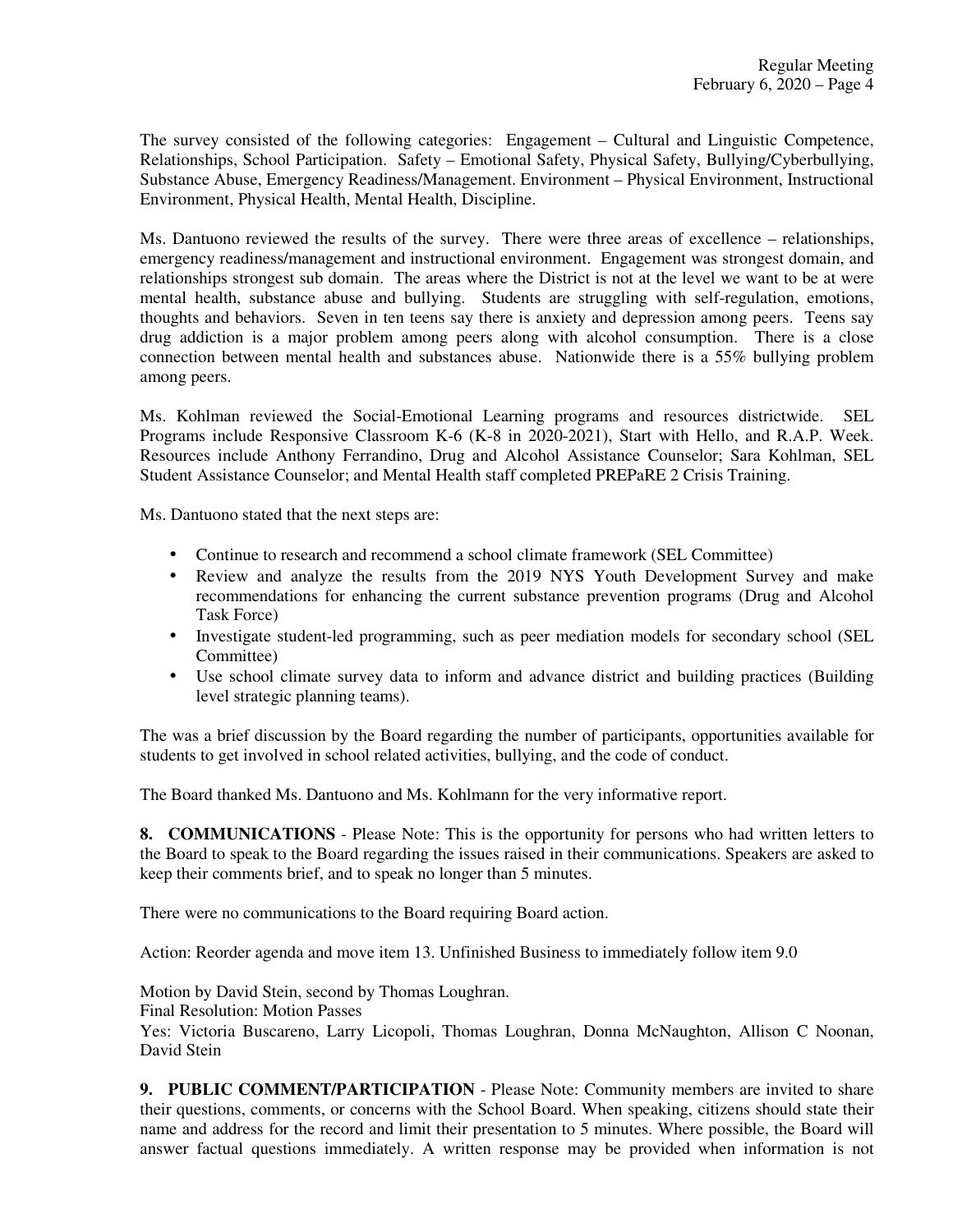The survey consisted of the following categories: Engagement – Cultural and Linguistic Competence, Relationships, School Participation. Safety – Emotional Safety, Physical Safety, Bullying/Cyberbullying, Substance Abuse, Emergency Readiness/Management. Environment – Physical Environment, Instructional Environment, Physical Health, Mental Health, Discipline.

Ms. Dantuono reviewed the results of the survey. There were three areas of excellence – relationships, emergency readiness/management and instructional environment. Engagement was strongest domain, and relationships strongest sub domain. The areas where the District is not at the level we want to be at were mental health, substance abuse and bullying. Students are struggling with self-regulation, emotions, thoughts and behaviors. Seven in ten teens say there is anxiety and depression among peers. Teens say drug addiction is a major problem among peers along with alcohol consumption. There is a close connection between mental health and substances abuse. Nationwide there is a 55% bullying problem among peers.

Ms. Kohlman reviewed the Social-Emotional Learning programs and resources districtwide. SEL Programs include Responsive Classroom K-6 (K-8 in 2020-2021), Start with Hello, and R.A.P. Week. Resources include Anthony Ferrandino, Drug and Alcohol Assistance Counselor; Sara Kohlman, SEL Student Assistance Counselor; and Mental Health staff completed PREPaRE 2 Crisis Training.

Ms. Dantuono stated that the next steps are:

- Continue to research and recommend a school climate framework (SEL Committee)
- Review and analyze the results from the 2019 NYS Youth Development Survey and make recommendations for enhancing the current substance prevention programs (Drug and Alcohol Task Force)
- Investigate student-led programming, such as peer mediation models for secondary school (SEL Committee)
- Use school climate survey data to inform and advance district and building practices (Building level strategic planning teams).

The was a brief discussion by the Board regarding the number of participants, opportunities available for students to get involved in school related activities, bullying, and the code of conduct.

The Board thanked Ms. Dantuono and Ms. Kohlmann for the very informative report.

**8. COMMUNICATIONS** - Please Note: This is the opportunity for persons who had written letters to the Board to speak to the Board regarding the issues raised in their communications. Speakers are asked to keep their comments brief, and to speak no longer than 5 minutes.

There were no communications to the Board requiring Board action.

Action: Reorder agenda and move item 13. Unfinished Business to immediately follow item 9.0

Motion by David Stein, second by Thomas Loughran.
Final Resolution: Motion Passes
Yes: Victoria Buscareno, Larry Licopoli, Thomas Loughran, Donna McNaughton, Allison C Noonan, David Stein

**9. PUBLIC COMMENT/PARTICIPATION** - Please Note: Community members are invited to share their questions, comments, or concerns with the School Board. When speaking, citizens should state their name and address for the record and limit their presentation to 5 minutes. Where possible, the Board will answer factual questions immediately. A written response may be provided when information is not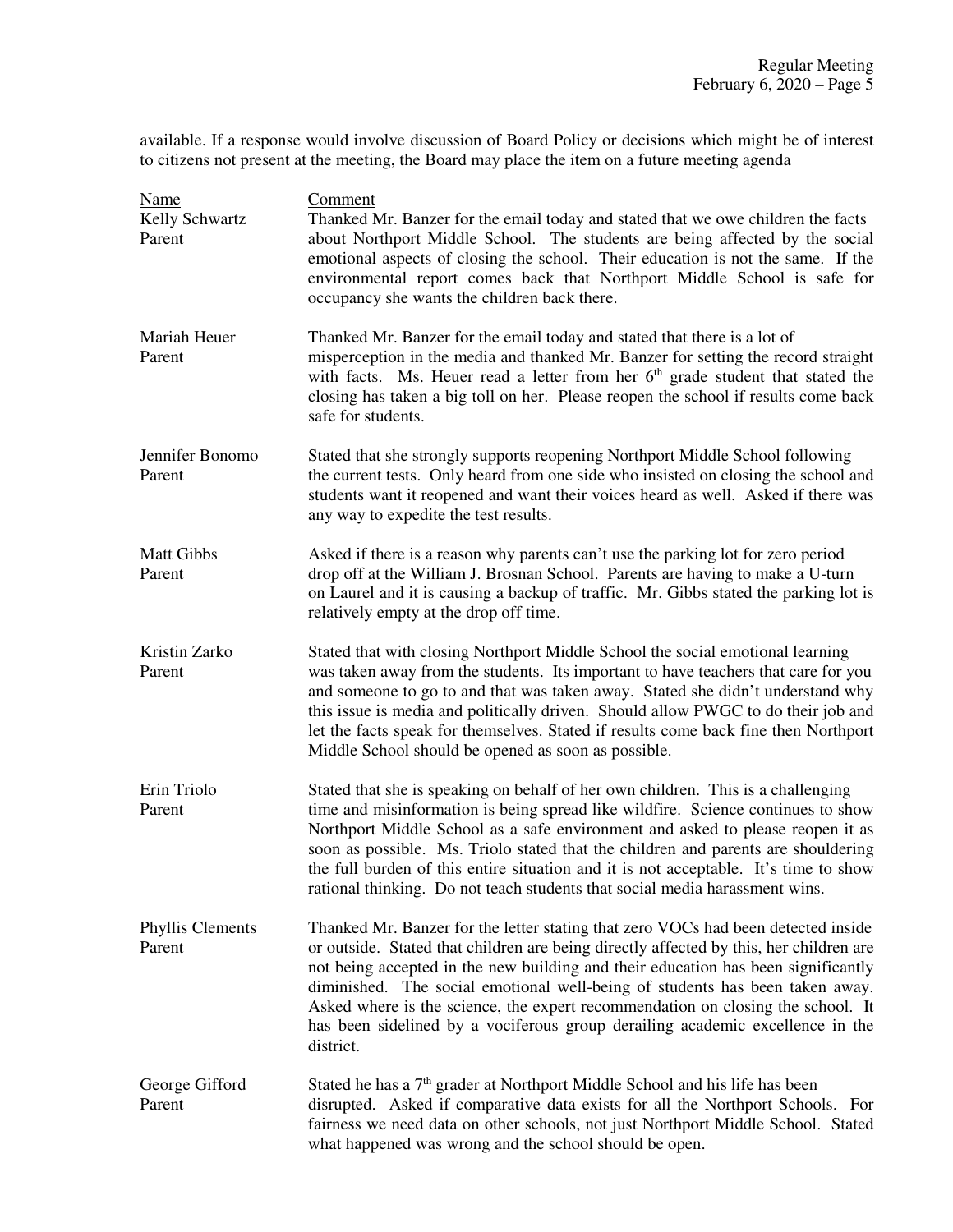available. If a response would involve discussion of Board Policy or decisions which might be of interest to citizens not present at the meeting, the Board may place the item on a future meeting agenda

| Name | Comment |
|---|---|
| Kelly Schwartz<br>Parent | Thanked Mr. Banzer for the email today and stated that we owe children the facts about Northport Middle School. The students are being affected by the social emotional aspects of closing the school. Their education is not the same. If the environmental report comes back that Northport Middle School is safe for occupancy she wants the children back there. |
| Mariah Heuer<br>Parent | Thanked Mr. Banzer for the email today and stated that there is a lot of misperception in the media and thanked Mr. Banzer for setting the record straight with facts. Ms. Heuer read a letter from her 6th grade student that stated the closing has taken a big toll on her. Please reopen the school if results come back safe for students. |
| Jennifer Bonomo<br>Parent | Stated that she strongly supports reopening Northport Middle School following the current tests. Only heard from one side who insisted on closing the school and students want it reopened and want their voices heard as well. Asked if there was any way to expedite the test results. |
| Matt Gibbs<br>Parent | Asked if there is a reason why parents can't use the parking lot for zero period drop off at the William J. Brosnan School. Parents are having to make a U-turn on Laurel and it is causing a backup of traffic. Mr. Gibbs stated the parking lot is relatively empty at the drop off time. |
| Kristin Zarko<br>Parent | Stated that with closing Northport Middle School the social emotional learning was taken away from the students. Its important to have teachers that care for you and someone to go to and that was taken away. Stated she didn't understand why this issue is media and politically driven. Should allow PWGC to do their job and let the facts speak for themselves. Stated if results come back fine then Northport Middle School should be opened as soon as possible. |
| Erin Triolo<br>Parent | Stated that she is speaking on behalf of her own children. This is a challenging time and misinformation is being spread like wildfire. Science continues to show Northport Middle School as a safe environment and asked to please reopen it as soon as possible. Ms. Triolo stated that the children and parents are shouldering the full burden of this entire situation and it is not acceptable. It's time to show rational thinking. Do not teach students that social media harassment wins. |
| Phyllis Clements<br>Parent | Thanked Mr. Banzer for the letter stating that zero VOCs had been detected inside or outside. Stated that children are being directly affected by this, her children are not being accepted in the new building and their education has been significantly diminished. The social emotional well-being of students has been taken away. Asked where is the science, the expert recommendation on closing the school. It has been sidelined by a vociferous group derailing academic excellence in the district. |
| George Gifford<br>Parent | Stated he has a 7th grader at Northport Middle School and his life has been disrupted. Asked if comparative data exists for all the Northport Schools. For fairness we need data on other schools, not just Northport Middle School. Stated what happened was wrong and the school should be open. |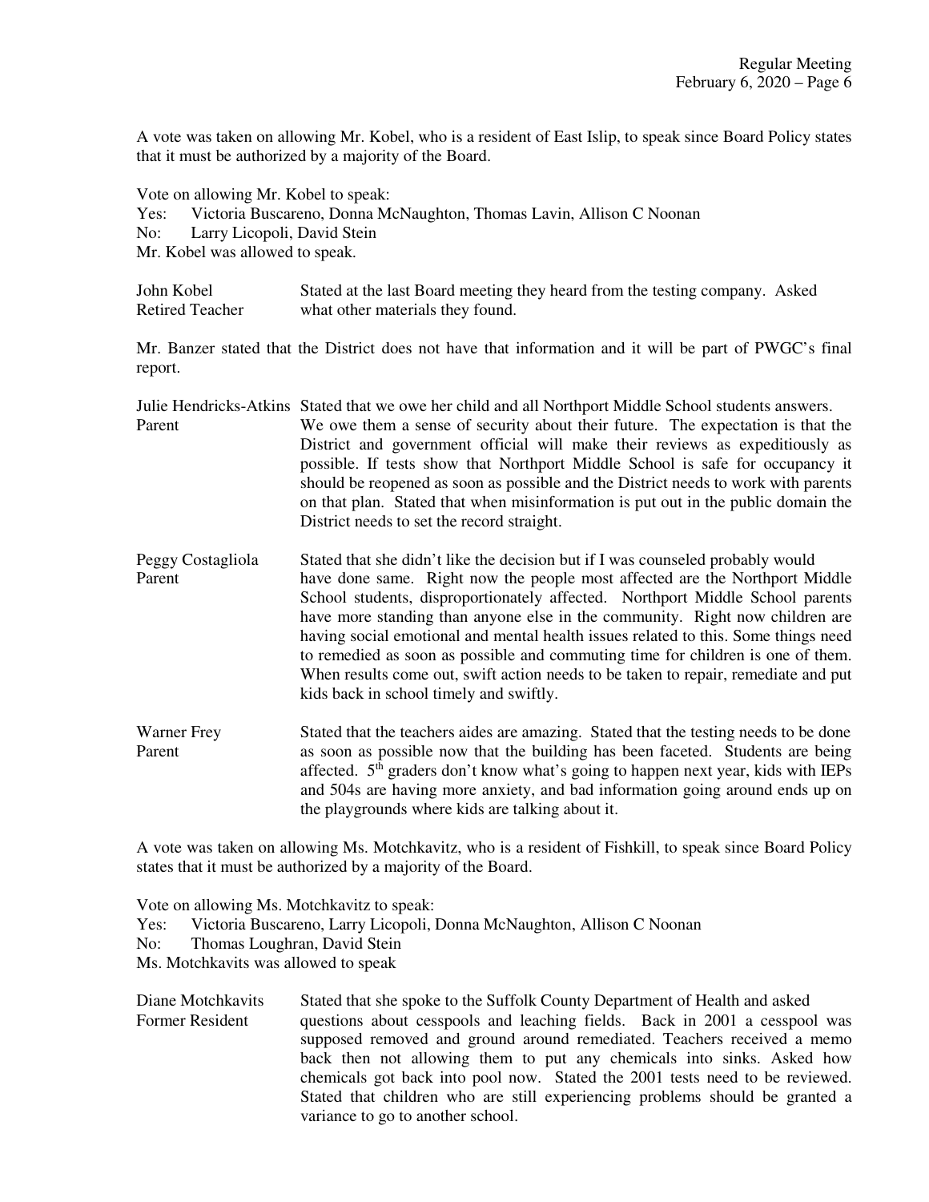A vote was taken on allowing Mr. Kobel, who is a resident of East Islip, to speak since Board Policy states that it must be authorized by a majority of the Board.

Vote on allowing Mr. Kobel to speak:
Yes: Victoria Buscareno, Donna McNaughton, Thomas Lavin, Allison C Noonan
No: Larry Licopoli, David Stein
Mr. Kobel was allowed to speak.

| | |
|---|---|
| John Kobel<br>Retired Teacher | Stated at the last Board meeting they heard from the testing company. Asked what other materials they found. |

Mr. Banzer stated that the District does not have that information and it will be part of PWGC's final report.

| | |
|---|---|
| Julie Hendricks-Atkins<br>Parent | Stated that we owe her child and all Northport Middle School students answers. We owe them a sense of security about their future. The expectation is that the District and government official will make their reviews as expeditiously as possible. If tests show that Northport Middle School is safe for occupancy it should be reopened as soon as possible and the District needs to work with parents on that plan. Stated that when misinformation is put out in the public domain the District needs to set the record straight. |
| Peggy Costagliola<br>Parent | Stated that she didn't like the decision but if I was counseled probably would have done same. Right now the people most affected are the Northport Middle School students, disproportionately affected. Northport Middle School parents have more standing than anyone else in the community. Right now children are having social emotional and mental health issues related to this. Some things need to remedied as soon as possible and commuting time for children is one of them. When results come out, swift action needs to be taken to repair, remediate and put kids back in school timely and swiftly. |
| Warner Frey<br>Parent | Stated that the teachers aides are amazing. Stated that the testing needs to be done as soon as possible now that the building has been faceted. Students are being affected. 5th graders don't know what's going to happen next year, kids with IEPs and 504s are having more anxiety, and bad information going around ends up on the playgrounds where kids are talking about it. |

A vote was taken on allowing Ms. Motchkavitz, who is a resident of Fishkill, to speak since Board Policy states that it must be authorized by a majority of the Board.

Vote on allowing Ms. Motchkavitz to speak:
Yes: Victoria Buscareno, Larry Licopoli, Donna McNaughton, Allison C Noonan
No: Thomas Loughran, David Stein
Ms. Motchkavits was allowed to speak

| | |
|---|---|
| Diane Motchkavits<br>Former Resident | Stated that she spoke to the Suffolk County Department of Health and asked questions about cesspools and leaching fields. Back in 2001 a cesspool was supposed removed and ground around remediated. Teachers received a memo back then not allowing them to put any chemicals into sinks. Asked how chemicals got back into pool now. Stated the 2001 tests need to be reviewed. Stated that children who are still experiencing problems should be granted a variance to go to another school. |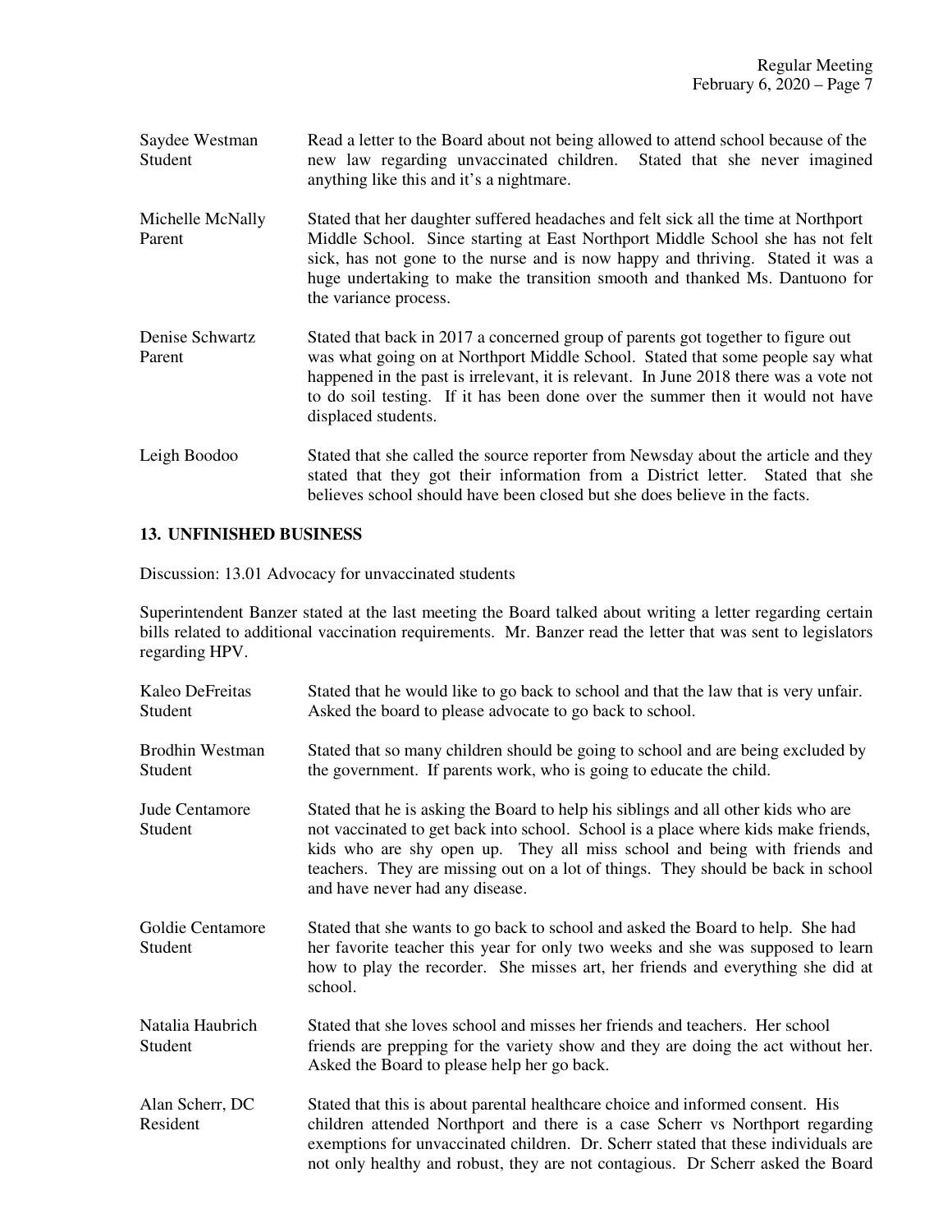| | |
|---|---|
| Saydee Westman<br>Student | Read a letter to the Board about not being allowed to attend school because of the new law regarding unvaccinated children. Stated that she never imagined anything like this and it's a nightmare. |
| Michelle McNally<br>Parent | Stated that her daughter suffered headaches and felt sick all the time at Northport Middle School. Since starting at East Northport Middle School she has not felt sick, has not gone to the nurse and is now happy and thriving. Stated it was a huge undertaking to make the transition smooth and thanked Ms. Dantuono for the variance process. |
| Denise Schwartz<br>Parent | Stated that back in 2017 a concerned group of parents got together to figure out was what going on at Northport Middle School. Stated that some people say what happened in the past is irrelevant, it is relevant. In June 2018 there was a vote not to do soil testing. If it has been done over the summer then it would not have displaced students. |
| Leigh Boodoo | Stated that she called the source reporter from Newsday about the article and they stated that they got their information from a District letter. Stated that she believes school should have been closed but she does believe in the facts. |

## 13. UNFINISHED BUSINESS

Discussion: 13.01 Advocacy for unvaccinated students

Superintendent Banzer stated at the last meeting the Board talked about writing a letter regarding certain bills related to additional vaccination requirements. Mr. Banzer read the letter that was sent to legislators regarding HPV.

| | |
|---|---|
| Kaleo DeFreitas<br>Student | Stated that he would like to go back to school and that the law that is very unfair. Asked the board to please advocate to go back to school. |
| Brodhin Westman<br>Student | Stated that so many children should be going to school and are being excluded by the government. If parents work, who is going to educate the child. |
| Jude Centamore<br>Student | Stated that he is asking the Board to help his siblings and all other kids who are not vaccinated to get back into school. School is a place where kids make friends, kids who are shy open up. They all miss school and being with friends and teachers. They are missing out on a lot of things. They should be back in school and have never had any disease. |
| Goldie Centamore<br>Student | Stated that she wants to go back to school and asked the Board to help. She had her favorite teacher this year for only two weeks and she was supposed to learn how to play the recorder. She misses art, her friends and everything she did at school. |
| Natalia Haubrich<br>Student | Stated that she loves school and misses her friends and teachers. Her school friends are prepping for the variety show and they are doing the act without her. Asked the Board to please help her go back. |
| Alan Scherr, DC<br>Resident | Stated that this is about parental healthcare choice and informed consent. His children attended Northport and there is a case Scherr vs Northport regarding exemptions for unvaccinated children. Dr. Scherr stated that these individuals are not only healthy and robust, they are not contagious. Dr Scherr asked the Board |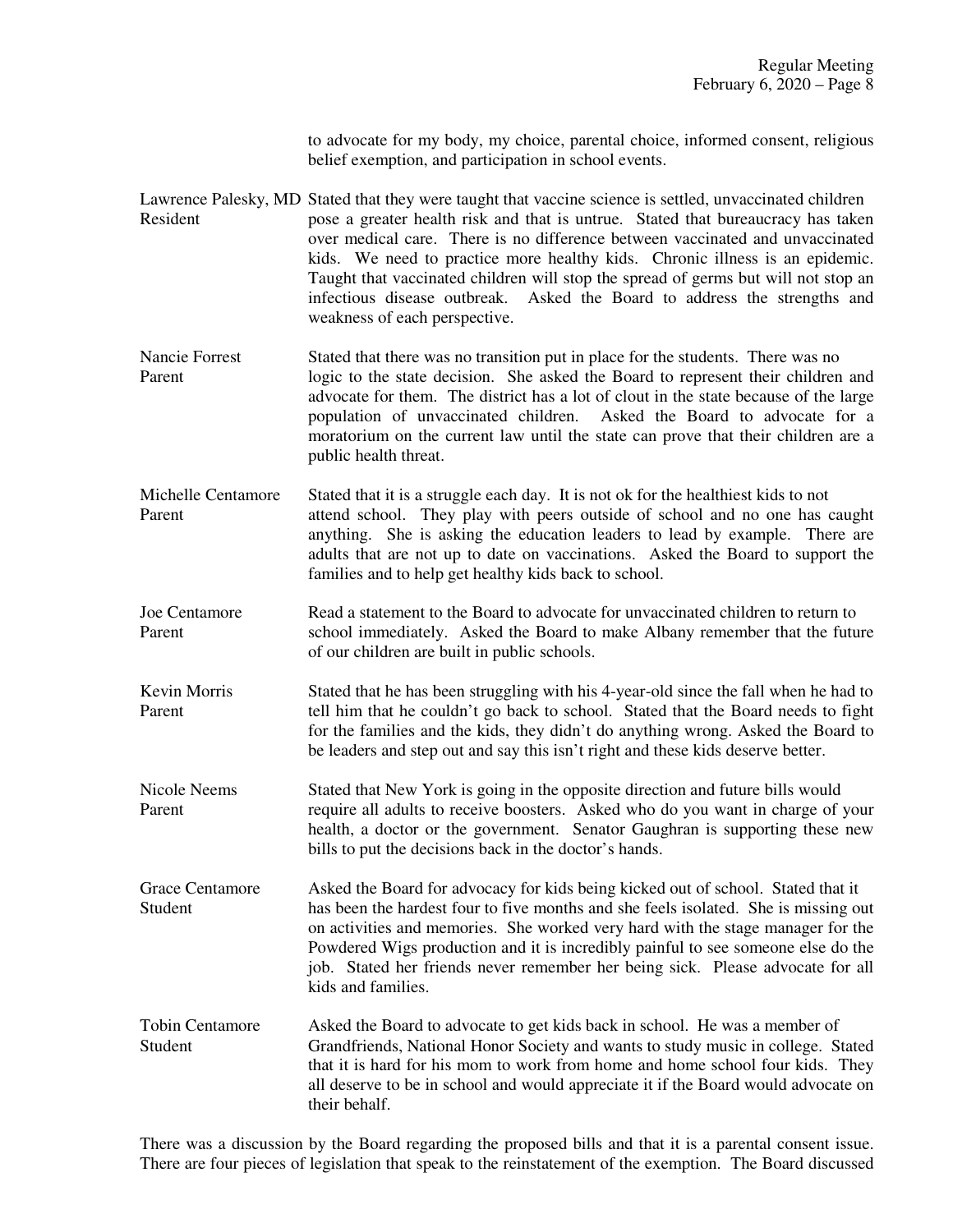to advocate for my body, my choice, parental choice, informed consent, religious belief exemption, and participation in school events.

| | |
|---|---|
| Lawrence Palesky, MD Resident | Stated that they were taught that vaccine science is settled, unvaccinated children pose a greater health risk and that is untrue. Stated that bureaucracy has taken over medical care. There is no difference between vaccinated and unvaccinated kids. We need to practice more healthy kids. Chronic illness is an epidemic. Taught that vaccinated children will stop the spread of germs but will not stop an infectious disease outbreak. Asked the Board to address the strengths and weakness of each perspective. |
| Nancie Forrest Parent | Stated that there was no transition put in place for the students. There was no logic to the state decision. She asked the Board to represent their children and advocate for them. The district has a lot of clout in the state because of the large population of unvaccinated children. Asked the Board to advocate for a moratorium on the current law until the state can prove that their children are a public health threat. |
| Michelle Centamore Parent | Stated that it is a struggle each day. It is not ok for the healthiest kids to not attend school. They play with peers outside of school and no one has caught anything. She is asking the education leaders to lead by example. There are adults that are not up to date on vaccinations. Asked the Board to support the families and to help get healthy kids back to school. |
| Joe Centamore Parent | Read a statement to the Board to advocate for unvaccinated children to return to school immediately. Asked the Board to make Albany remember that the future of our children are built in public schools. |
| Kevin Morris Parent | Stated that he has been struggling with his 4-year-old since the fall when he had to tell him that he couldn't go back to school. Stated that the Board needs to fight for the families and the kids, they didn't do anything wrong. Asked the Board to be leaders and step out and say this isn't right and these kids deserve better. |
| Nicole Neems Parent | Stated that New York is going in the opposite direction and future bills would require all adults to receive boosters. Asked who do you want in charge of your health, a doctor or the government. Senator Gaughran is supporting these new bills to put the decisions back in the doctor's hands. |
| Grace Centamore Student | Asked the Board for advocacy for kids being kicked out of school. Stated that it has been the hardest four to five months and she feels isolated. She is missing out on activities and memories. She worked very hard with the stage manager for the Powdered Wigs production and it is incredibly painful to see someone else do the job. Stated her friends never remember her being sick. Please advocate for all kids and families. |
| Tobin Centamore Student | Asked the Board to advocate to get kids back in school. He was a member of Grandfriends, National Honor Society and wants to study music in college. Stated that it is hard for his mom to work from home and home school four kids. They all deserve to be in school and would appreciate it if the Board would advocate on their behalf. |

There was a discussion by the Board regarding the proposed bills and that it is a parental consent issue. There are four pieces of legislation that speak to the reinstatement of the exemption. The Board discussed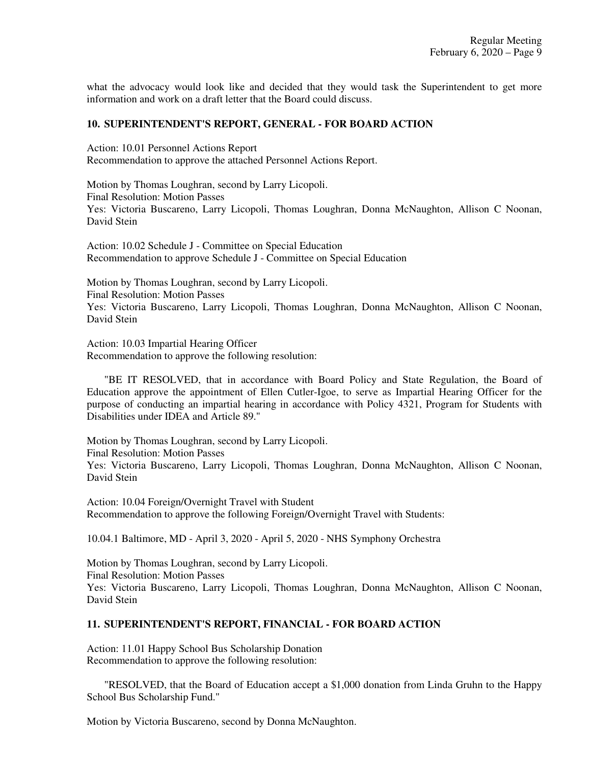what the advocacy would look like and decided that they would task the Superintendent to get more information and work on a draft letter that the Board could discuss.

## 10. SUPERINTENDENT'S REPORT, GENERAL - FOR BOARD ACTION

Action: 10.01 Personnel Actions Report
Recommendation to approve the attached Personnel Actions Report.

Motion by Thomas Loughran, second by Larry Licopoli.
Final Resolution: Motion Passes
Yes: Victoria Buscareno, Larry Licopoli, Thomas Loughran, Donna McNaughton, Allison C Noonan, David Stein

Action: 10.02 Schedule J - Committee on Special Education
Recommendation to approve Schedule J - Committee on Special Education

Motion by Thomas Loughran, second by Larry Licopoli.
Final Resolution: Motion Passes
Yes: Victoria Buscareno, Larry Licopoli, Thomas Loughran, Donna McNaughton, Allison C Noonan, David Stein

Action: 10.03 Impartial Hearing Officer
Recommendation to approve the following resolution:

"BE IT RESOLVED, that in accordance with Board Policy and State Regulation, the Board of Education approve the appointment of Ellen Cutler-Igoe, to serve as Impartial Hearing Officer for the purpose of conducting an impartial hearing in accordance with Policy 4321, Program for Students with Disabilities under IDEA and Article 89."

Motion by Thomas Loughran, second by Larry Licopoli.
Final Resolution: Motion Passes
Yes: Victoria Buscareno, Larry Licopoli, Thomas Loughran, Donna McNaughton, Allison C Noonan, David Stein

Action: 10.04 Foreign/Overnight Travel with Student
Recommendation to approve the following Foreign/Overnight Travel with Students:

10.04.1 Baltimore, MD - April 3, 2020 - April 5, 2020 - NHS Symphony Orchestra

Motion by Thomas Loughran, second by Larry Licopoli.
Final Resolution: Motion Passes
Yes: Victoria Buscareno, Larry Licopoli, Thomas Loughran, Donna McNaughton, Allison C Noonan, David Stein

## 11. SUPERINTENDENT'S REPORT, FINANCIAL - FOR BOARD ACTION

Action: 11.01 Happy School Bus Scholarship Donation
Recommendation to approve the following resolution:

"RESOLVED, that the Board of Education accept a $1,000 donation from Linda Gruhn to the Happy School Bus Scholarship Fund."

Motion by Victoria Buscareno, second by Donna McNaughton.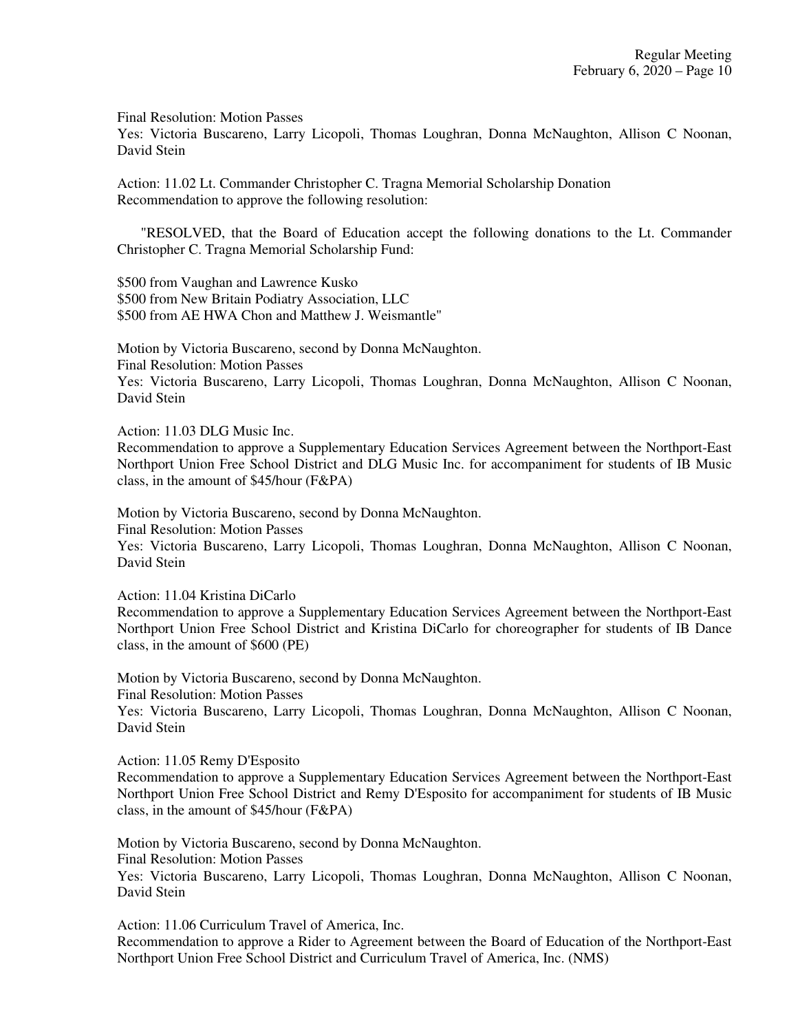Final Resolution: Motion Passes
Yes: Victoria Buscareno, Larry Licopoli, Thomas Loughran, Donna McNaughton, Allison C Noonan, David Stein

Action: 11.02 Lt. Commander Christopher C. Tragna Memorial Scholarship Donation
Recommendation to approve the following resolution:

"RESOLVED, that the Board of Education accept the following donations to the Lt. Commander Christopher C. Tragna Memorial Scholarship Fund:

$500 from Vaughan and Lawrence Kusko
$500 from New Britain Podiatry Association, LLC
$500 from AE HWA Chon and Matthew J. Weismantle"

Motion by Victoria Buscareno, second by Donna McNaughton.
Final Resolution: Motion Passes
Yes: Victoria Buscareno, Larry Licopoli, Thomas Loughran, Donna McNaughton, Allison C Noonan, David Stein

Action: 11.03 DLG Music Inc.
Recommendation to approve a Supplementary Education Services Agreement between the Northport-East Northport Union Free School District and DLG Music Inc. for accompaniment for students of IB Music class, in the amount of $45/hour (F&PA)

Motion by Victoria Buscareno, second by Donna McNaughton.
Final Resolution: Motion Passes
Yes: Victoria Buscareno, Larry Licopoli, Thomas Loughran, Donna McNaughton, Allison C Noonan, David Stein

Action: 11.04 Kristina DiCarlo
Recommendation to approve a Supplementary Education Services Agreement between the Northport-East Northport Union Free School District and Kristina DiCarlo for choreographer for students of IB Dance class, in the amount of $600 (PE)

Motion by Victoria Buscareno, second by Donna McNaughton.
Final Resolution: Motion Passes
Yes: Victoria Buscareno, Larry Licopoli, Thomas Loughran, Donna McNaughton, Allison C Noonan, David Stein

Action: 11.05 Remy D'Esposito
Recommendation to approve a Supplementary Education Services Agreement between the Northport-East Northport Union Free School District and Remy D'Esposito for accompaniment for students of IB Music class, in the amount of $45/hour (F&PA)

Motion by Victoria Buscareno, second by Donna McNaughton.
Final Resolution: Motion Passes
Yes: Victoria Buscareno, Larry Licopoli, Thomas Loughran, Donna McNaughton, Allison C Noonan, David Stein

Action: 11.06 Curriculum Travel of America, Inc.
Recommendation to approve a Rider to Agreement between the Board of Education of the Northport-East Northport Union Free School District and Curriculum Travel of America, Inc. (NMS)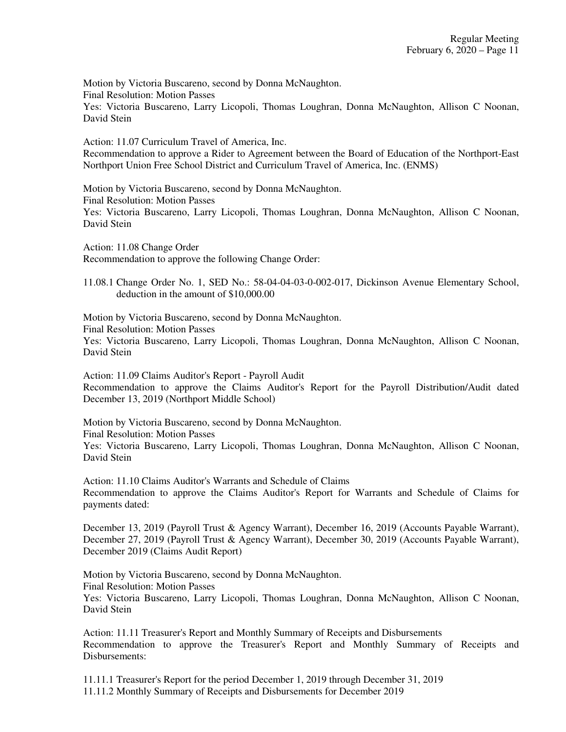Motion by Victoria Buscareno, second by Donna McNaughton.
Final Resolution: Motion Passes
Yes: Victoria Buscareno, Larry Licopoli, Thomas Loughran, Donna McNaughton, Allison C Noonan, David Stein

Action: 11.07 Curriculum Travel of America, Inc.
Recommendation to approve a Rider to Agreement between the Board of Education of the Northport-East Northport Union Free School District and Curriculum Travel of America, Inc. (ENMS)

Motion by Victoria Buscareno, second by Donna McNaughton.
Final Resolution: Motion Passes
Yes: Victoria Buscareno, Larry Licopoli, Thomas Loughran, Donna McNaughton, Allison C Noonan, David Stein

Action: 11.08 Change Order
Recommendation to approve the following Change Order:

11.08.1 Change Order No. 1, SED No.: 58-04-04-03-0-002-017, Dickinson Avenue Elementary School, deduction in the amount of $10,000.00

Motion by Victoria Buscareno, second by Donna McNaughton.
Final Resolution: Motion Passes
Yes: Victoria Buscareno, Larry Licopoli, Thomas Loughran, Donna McNaughton, Allison C Noonan, David Stein

Action: 11.09 Claims Auditor's Report - Payroll Audit
Recommendation to approve the Claims Auditor's Report for the Payroll Distribution/Audit dated December 13, 2019 (Northport Middle School)

Motion by Victoria Buscareno, second by Donna McNaughton.
Final Resolution: Motion Passes
Yes: Victoria Buscareno, Larry Licopoli, Thomas Loughran, Donna McNaughton, Allison C Noonan, David Stein

Action: 11.10 Claims Auditor's Warrants and Schedule of Claims
Recommendation to approve the Claims Auditor's Report for Warrants and Schedule of Claims for payments dated:

December 13, 2019 (Payroll Trust & Agency Warrant), December 16, 2019 (Accounts Payable Warrant), December 27, 2019 (Payroll Trust & Agency Warrant), December 30, 2019 (Accounts Payable Warrant), December 2019 (Claims Audit Report)

Motion by Victoria Buscareno, second by Donna McNaughton.
Final Resolution: Motion Passes
Yes: Victoria Buscareno, Larry Licopoli, Thomas Loughran, Donna McNaughton, Allison C Noonan, David Stein

Action: 11.11 Treasurer's Report and Monthly Summary of Receipts and Disbursements
Recommendation to approve the Treasurer's Report and Monthly Summary of Receipts and Disbursements:

11.11.1 Treasurer's Report for the period December 1, 2019 through December 31, 2019
11.11.2 Monthly Summary of Receipts and Disbursements for December 2019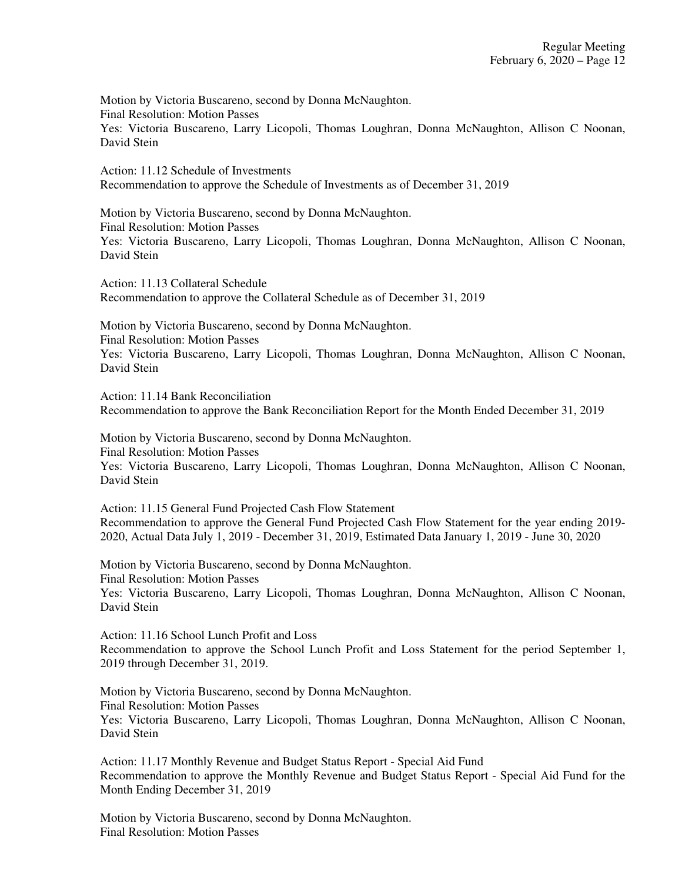Motion by Victoria Buscareno, second by Donna McNaughton.
Final Resolution: Motion Passes
Yes: Victoria Buscareno, Larry Licopoli, Thomas Loughran, Donna McNaughton, Allison C Noonan, David Stein

Action: 11.12 Schedule of Investments
Recommendation to approve the Schedule of Investments as of December 31, 2019

Motion by Victoria Buscareno, second by Donna McNaughton.
Final Resolution: Motion Passes
Yes: Victoria Buscareno, Larry Licopoli, Thomas Loughran, Donna McNaughton, Allison C Noonan, David Stein

Action: 11.13 Collateral Schedule
Recommendation to approve the Collateral Schedule as of December 31, 2019

Motion by Victoria Buscareno, second by Donna McNaughton.
Final Resolution: Motion Passes
Yes: Victoria Buscareno, Larry Licopoli, Thomas Loughran, Donna McNaughton, Allison C Noonan, David Stein

Action: 11.14 Bank Reconciliation
Recommendation to approve the Bank Reconciliation Report for the Month Ended December 31, 2019

Motion by Victoria Buscareno, second by Donna McNaughton.
Final Resolution: Motion Passes
Yes: Victoria Buscareno, Larry Licopoli, Thomas Loughran, Donna McNaughton, Allison C Noonan, David Stein

Action: 11.15 General Fund Projected Cash Flow Statement
Recommendation to approve the General Fund Projected Cash Flow Statement for the year ending 2019-2020, Actual Data July 1, 2019 - December 31, 2019, Estimated Data January 1, 2019 - June 30, 2020

Motion by Victoria Buscareno, second by Donna McNaughton.
Final Resolution: Motion Passes
Yes: Victoria Buscareno, Larry Licopoli, Thomas Loughran, Donna McNaughton, Allison C Noonan, David Stein

Action: 11.16 School Lunch Profit and Loss
Recommendation to approve the School Lunch Profit and Loss Statement for the period September 1, 2019 through December 31, 2019.

Motion by Victoria Buscareno, second by Donna McNaughton.
Final Resolution: Motion Passes
Yes: Victoria Buscareno, Larry Licopoli, Thomas Loughran, Donna McNaughton, Allison C Noonan, David Stein

Action: 11.17 Monthly Revenue and Budget Status Report - Special Aid Fund
Recommendation to approve the Monthly Revenue and Budget Status Report - Special Aid Fund for the Month Ending December 31, 2019

Motion by Victoria Buscareno, second by Donna McNaughton.
Final Resolution: Motion Passes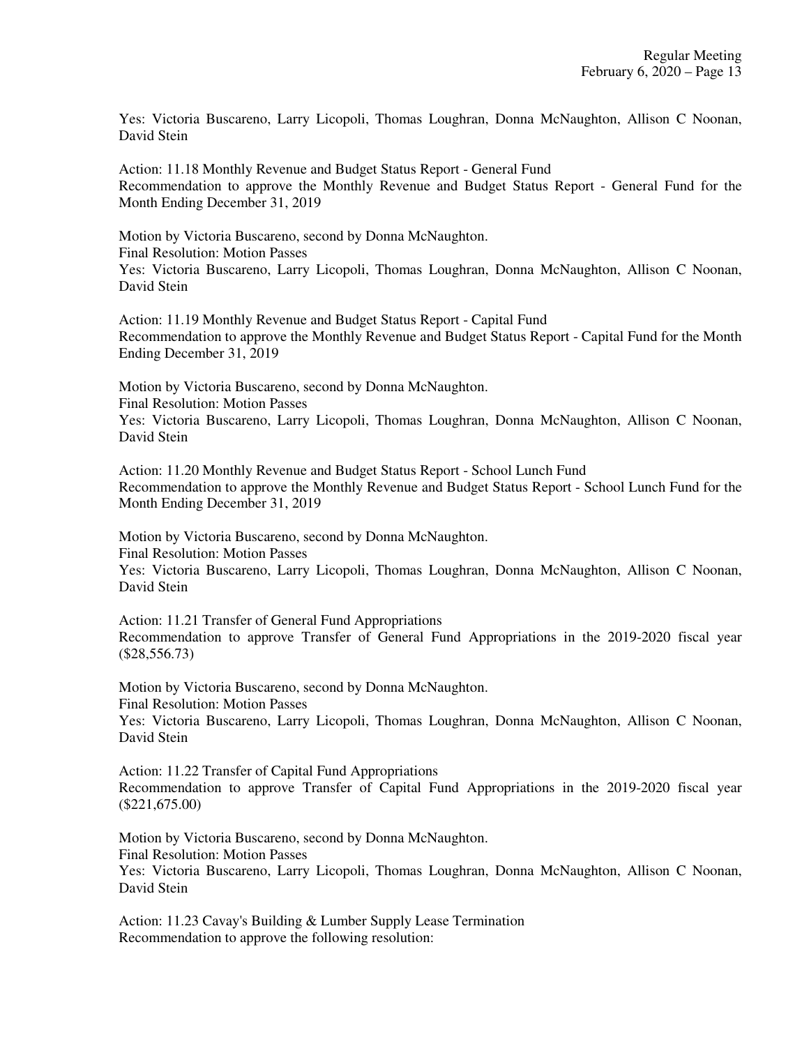Yes: Victoria Buscareno, Larry Licopoli, Thomas Loughran, Donna McNaughton, Allison C Noonan, David Stein

Action: 11.18 Monthly Revenue and Budget Status Report - General Fund
Recommendation to approve the Monthly Revenue and Budget Status Report - General Fund for the Month Ending December 31, 2019

Motion by Victoria Buscareno, second by Donna McNaughton.
Final Resolution: Motion Passes
Yes: Victoria Buscareno, Larry Licopoli, Thomas Loughran, Donna McNaughton, Allison C Noonan, David Stein

Action: 11.19 Monthly Revenue and Budget Status Report - Capital Fund
Recommendation to approve the Monthly Revenue and Budget Status Report - Capital Fund for the Month Ending December 31, 2019

Motion by Victoria Buscareno, second by Donna McNaughton.
Final Resolution: Motion Passes
Yes: Victoria Buscareno, Larry Licopoli, Thomas Loughran, Donna McNaughton, Allison C Noonan, David Stein

Action: 11.20 Monthly Revenue and Budget Status Report - School Lunch Fund
Recommendation to approve the Monthly Revenue and Budget Status Report - School Lunch Fund for the Month Ending December 31, 2019

Motion by Victoria Buscareno, second by Donna McNaughton.
Final Resolution: Motion Passes
Yes: Victoria Buscareno, Larry Licopoli, Thomas Loughran, Donna McNaughton, Allison C Noonan, David Stein

Action: 11.21 Transfer of General Fund Appropriations
Recommendation to approve Transfer of General Fund Appropriations in the 2019-2020 fiscal year ($28,556.73)

Motion by Victoria Buscareno, second by Donna McNaughton.
Final Resolution: Motion Passes
Yes: Victoria Buscareno, Larry Licopoli, Thomas Loughran, Donna McNaughton, Allison C Noonan, David Stein

Action: 11.22 Transfer of Capital Fund Appropriations
Recommendation to approve Transfer of Capital Fund Appropriations in the 2019-2020 fiscal year ($221,675.00)

Motion by Victoria Buscareno, second by Donna McNaughton.
Final Resolution: Motion Passes
Yes: Victoria Buscareno, Larry Licopoli, Thomas Loughran, Donna McNaughton, Allison C Noonan, David Stein

Action: 11.23 Cavay's Building & Lumber Supply Lease Termination
Recommendation to approve the following resolution: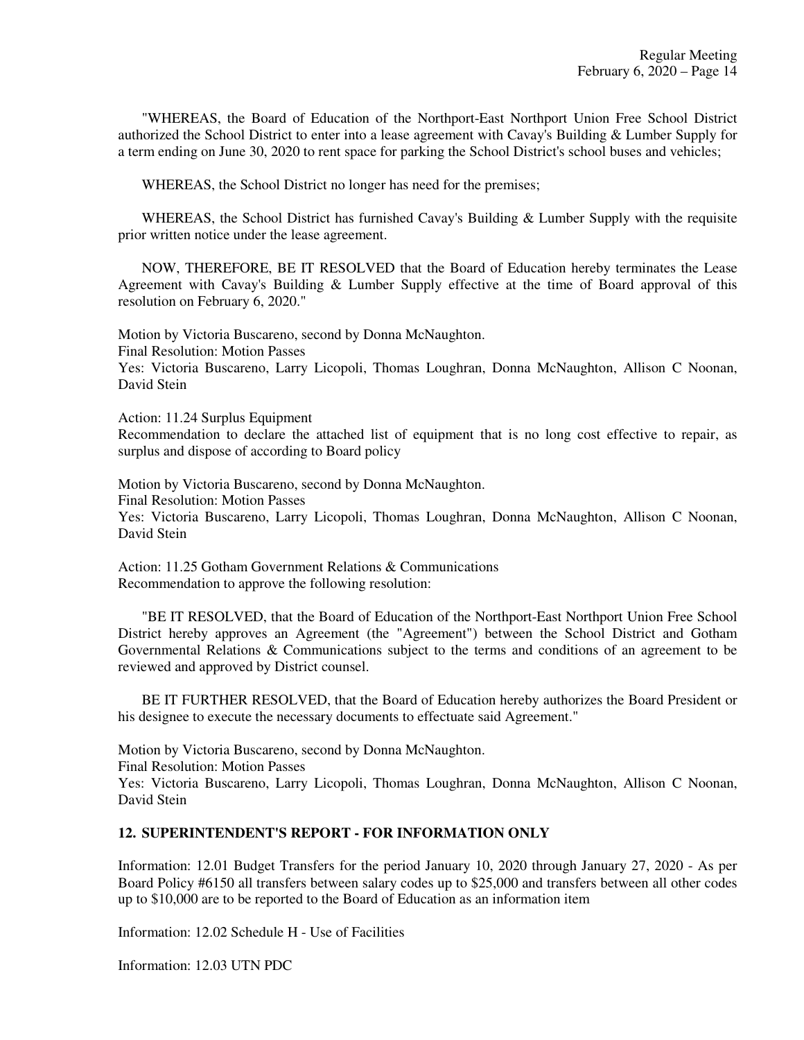"WHEREAS, the Board of Education of the Northport-East Northport Union Free School District authorized the School District to enter into a lease agreement with Cavay's Building & Lumber Supply for a term ending on June 30, 2020 to rent space for parking the School District's school buses and vehicles;

WHEREAS, the School District no longer has need for the premises;

WHEREAS, the School District has furnished Cavay's Building & Lumber Supply with the requisite prior written notice under the lease agreement.

NOW, THEREFORE, BE IT RESOLVED that the Board of Education hereby terminates the Lease Agreement with Cavay's Building & Lumber Supply effective at the time of Board approval of this resolution on February 6, 2020."

Motion by Victoria Buscareno, second by Donna McNaughton.
Final Resolution: Motion Passes
Yes: Victoria Buscareno, Larry Licopoli, Thomas Loughran, Donna McNaughton, Allison C Noonan, David Stein

Action: 11.24 Surplus Equipment
Recommendation to declare the attached list of equipment that is no long cost effective to repair, as surplus and dispose of according to Board policy

Motion by Victoria Buscareno, second by Donna McNaughton.
Final Resolution: Motion Passes
Yes: Victoria Buscareno, Larry Licopoli, Thomas Loughran, Donna McNaughton, Allison C Noonan, David Stein

Action: 11.25 Gotham Government Relations & Communications
Recommendation to approve the following resolution:

"BE IT RESOLVED, that the Board of Education of the Northport-East Northport Union Free School District hereby approves an Agreement (the "Agreement") between the School District and Gotham Governmental Relations & Communications subject to the terms and conditions of an agreement to be reviewed and approved by District counsel.

BE IT FURTHER RESOLVED, that the Board of Education hereby authorizes the Board President or his designee to execute the necessary documents to effectuate said Agreement."

Motion by Victoria Buscareno, second by Donna McNaughton.
Final Resolution: Motion Passes
Yes: Victoria Buscareno, Larry Licopoli, Thomas Loughran, Donna McNaughton, Allison C Noonan, David Stein

## 12. SUPERINTENDENT'S REPORT - FOR INFORMATION ONLY

Information: 12.01 Budget Transfers for the period January 10, 2020 through January 27, 2020 - As per Board Policy #6150 all transfers between salary codes up to $25,000 and transfers between all other codes up to $10,000 are to be reported to the Board of Education as an information item

Information: 12.02 Schedule H - Use of Facilities

Information: 12.03 UTN PDC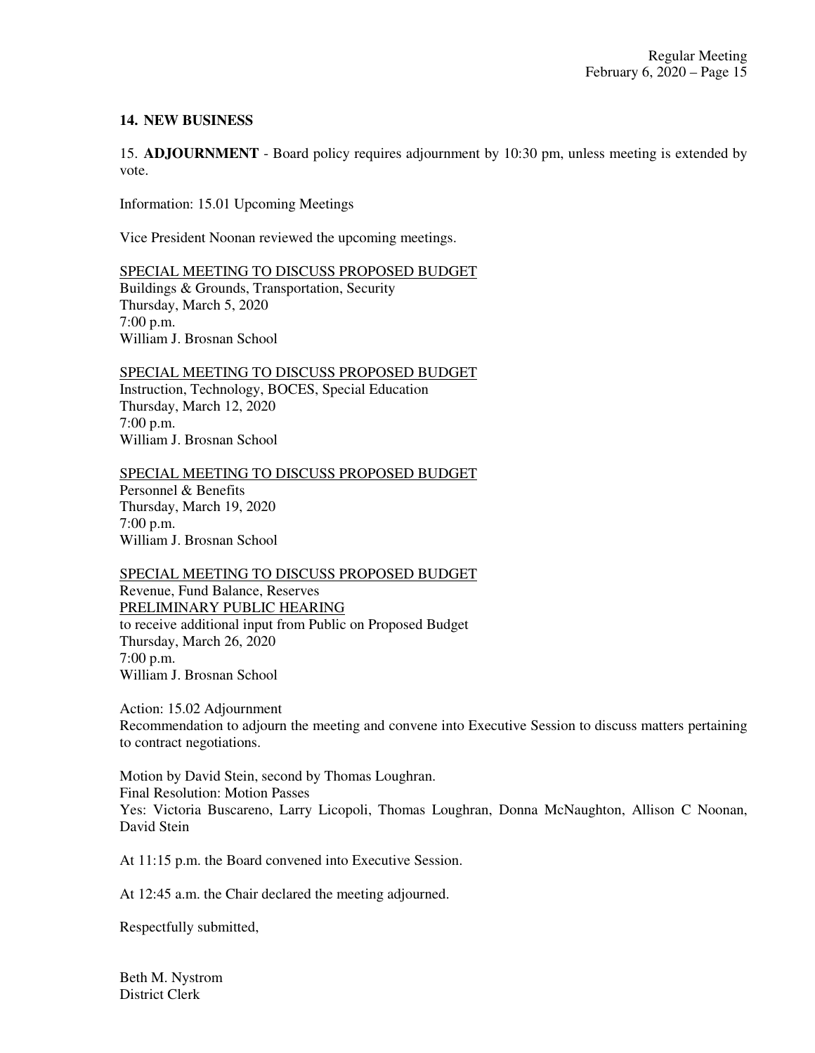**14. NEW BUSINESS**

15. **ADJOURNMENT** - Board policy requires adjournment by 10:30 pm, unless meeting is extended by vote.

Information: 15.01 Upcoming Meetings

Vice President Noonan reviewed the upcoming meetings.

<u>SPECIAL MEETING TO DISCUSS PROPOSED BUDGET</u>
Buildings & Grounds, Transportation, Security
Thursday, March 5, 2020
7:00 p.m.
William J. Brosnan School

<u>SPECIAL MEETING TO DISCUSS PROPOSED BUDGET</u>
Instruction, Technology, BOCES, Special Education
Thursday, March 12, 2020
7:00 p.m.
William J. Brosnan School

<u>SPECIAL MEETING TO DISCUSS PROPOSED BUDGET</u>
Personnel & Benefits
Thursday, March 19, 2020
7:00 p.m.
William J. Brosnan School

<u>SPECIAL MEETING TO DISCUSS PROPOSED BUDGET</u>
Revenue, Fund Balance, Reserves
<u>PRELIMINARY PUBLIC HEARING</u>
to receive additional input from Public on Proposed Budget
Thursday, March 26, 2020
7:00 p.m.
William J. Brosnan School

Action: 15.02 Adjournment
Recommendation to adjourn the meeting and convene into Executive Session to discuss matters pertaining to contract negotiations.

Motion by David Stein, second by Thomas Loughran.
Final Resolution: Motion Passes
Yes: Victoria Buscareno, Larry Licopoli, Thomas Loughran, Donna McNaughton, Allison C Noonan, David Stein

At 11:15 p.m. the Board convened into Executive Session.

At 12:45 a.m. the Chair declared the meeting adjourned.

Respectfully submitted,

Beth M. Nystrom
District Clerk